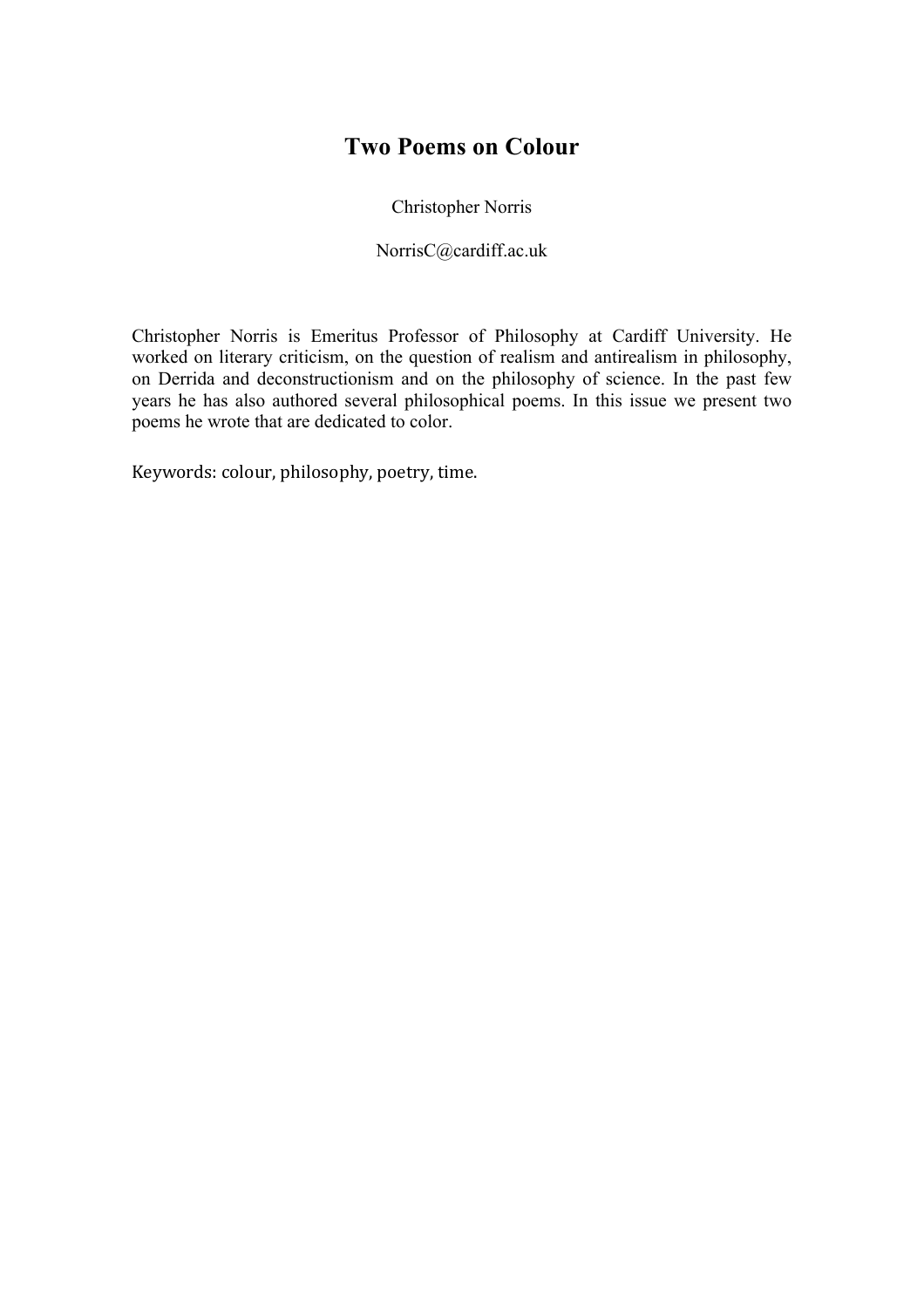# Two Poems on Colour

Christopher Norris

NorrisC@cardiff.ac.uk

Christopher Norris is Emeritus Professor of Philosophy at Cardiff University. He worked on literary criticism, on the question of realism and antirealism in philosophy, on Derrida and deconstructionism and on the philosophy of science. In the past few years he has also authored several philosophical poems. In this issue we present two poems he wrote that are dedicated to color.

Keywords: colour, philosophy, poetry, time.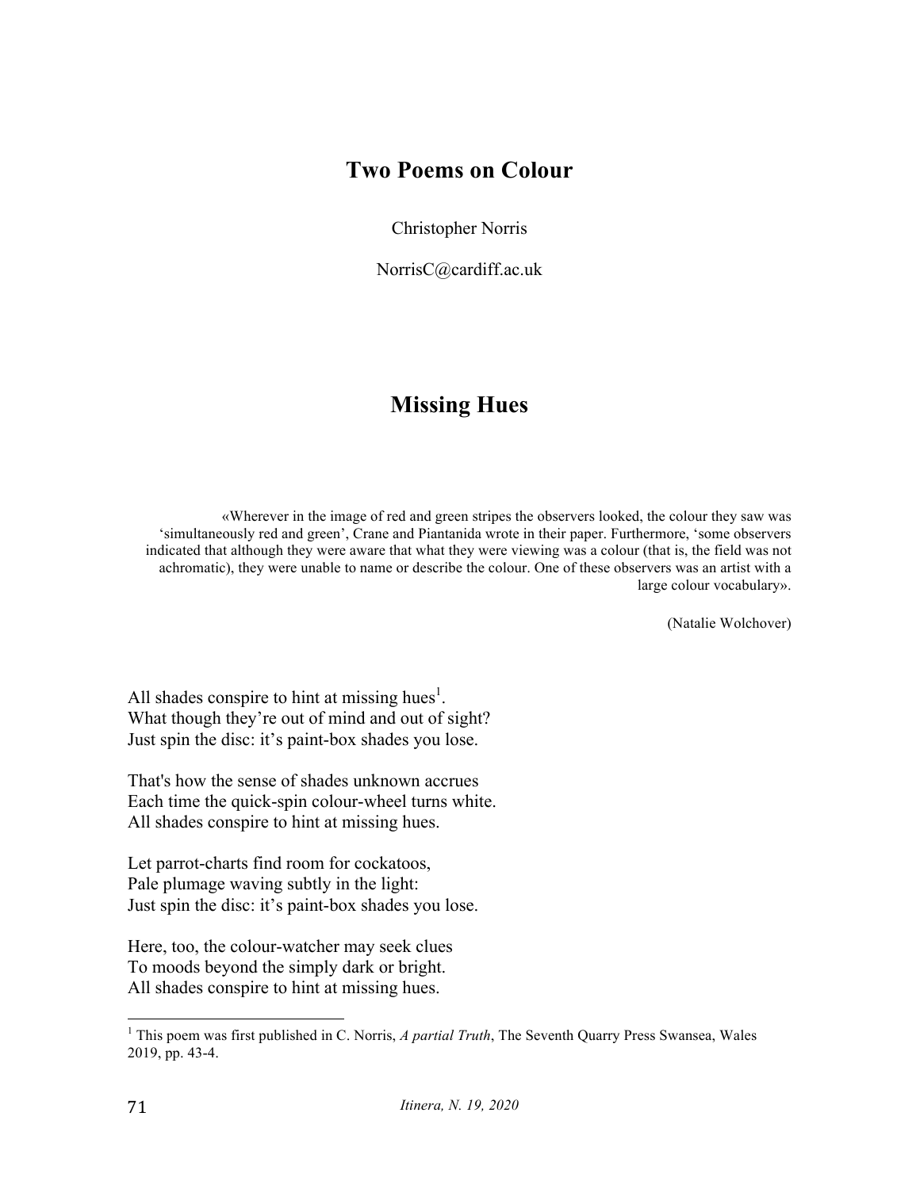# Two Poems on Colour

Christopher Norris

NorrisC@cardiff.ac.uk

## Missing Hues

> «Wherever in the image of red and green stripes the observers looked, the colour they saw was 'simultaneously red and green', Crane and Piantanida wrote in their paper. Furthermore, 'some observers indicated that although they were aware that what they were viewing was a colour (that is, the field was not achromatic), they were unable to name or describe the colour. One of these observers was an artist with a large colour vocabulary».
>
> (Natalie Wolchover)

All shades conspire to hint at missing hues[1].
What though they're out of mind and out of sight?
Just spin the disc: it's paint-box shades you lose.

That's how the sense of shades unknown accrues
Each time the quick-spin colour-wheel turns white.
All shades conspire to hint at missing hues.

Let parrot-charts find room for cockatoos,
Pale plumage waving subtly in the light:
Just spin the disc: it's paint-box shades you lose.

Here, too, the colour-watcher may seek clues
To moods beyond the simply dark or bright.
All shades conspire to hint at missing hues.

---

[1] This poem was first published in C. Norris, *A partial Truth*, The Seventh Quarry Press Swansea, Wales 2019, pp. 43-4.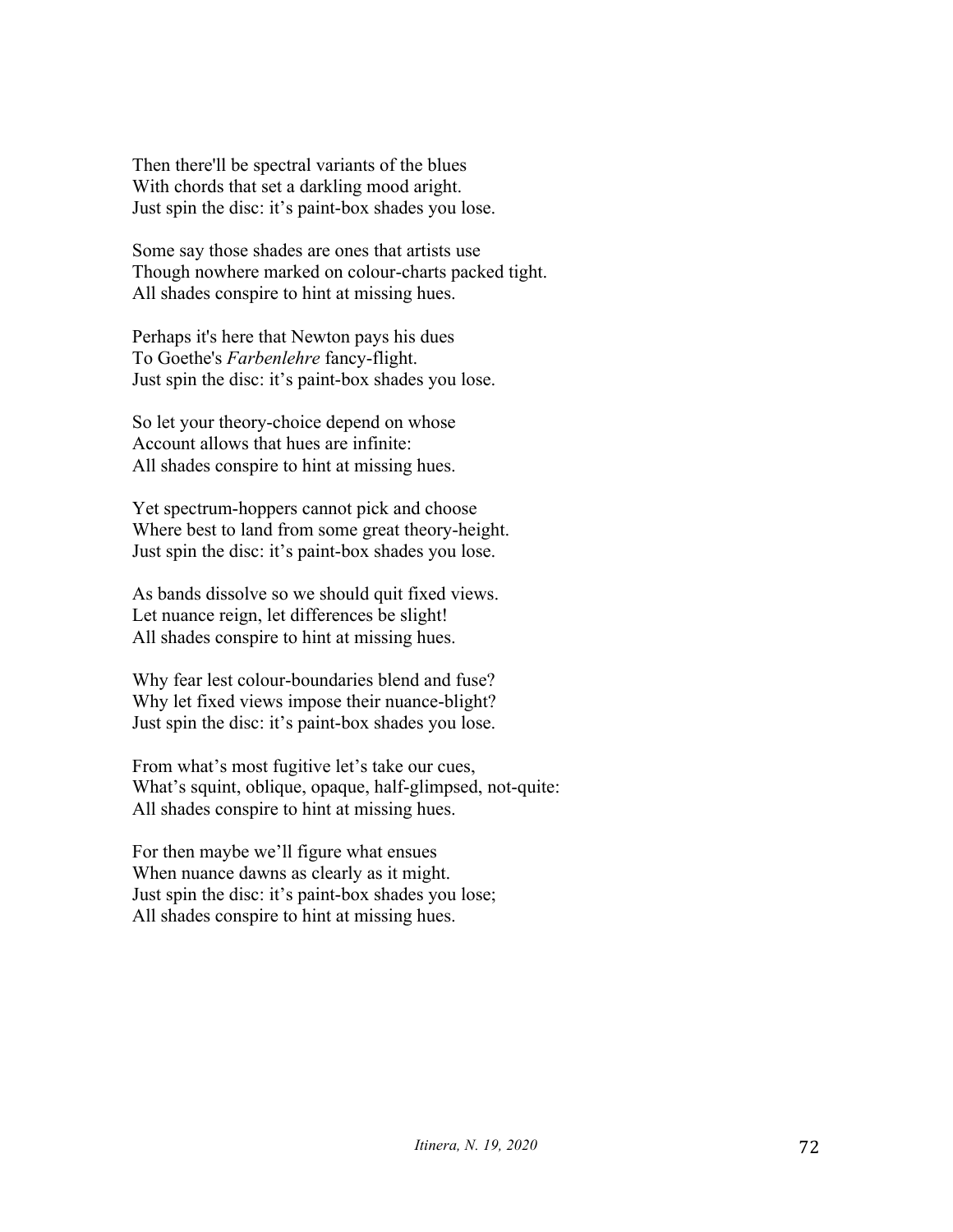Then there'll be spectral variants of the blues  
With chords that set a darkling mood aright.  
Just spin the disc: it's paint-box shades you lose.

Some say those shades are ones that artists use  
Though nowhere marked on colour-charts packed tight.  
All shades conspire to hint at missing hues.

Perhaps it's here that Newton pays his dues  
To Goethe's *Farbenlehre* fancy-flight.  
Just spin the disc: it's paint-box shades you lose.

So let your theory-choice depend on whose  
Account allows that hues are infinite:  
All shades conspire to hint at missing hues.

Yet spectrum-hoppers cannot pick and choose  
Where best to land from some great theory-height.  
Just spin the disc: it's paint-box shades you lose.

As bands dissolve so we should quit fixed views.  
Let nuance reign, let differences be slight!  
All shades conspire to hint at missing hues.

Why fear lest colour-boundaries blend and fuse?  
Why let fixed views impose their nuance-blight?  
Just spin the disc: it's paint-box shades you lose.

From what's most fugitive let's take our cues,  
What's squint, oblique, opaque, half-glimpsed, not-quite:  
All shades conspire to hint at missing hues.

For then maybe we'll figure what ensues  
When nuance dawns as clearly as it might.  
Just spin the disc: it's paint-box shades you lose;  
All shades conspire to hint at missing hues.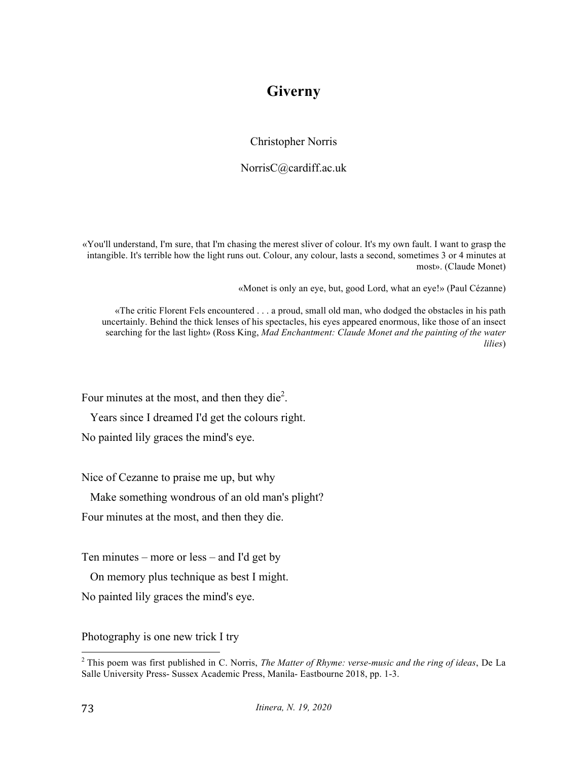# Giverny

Christopher Norris

NorrisC@cardiff.ac.uk

> «You'll understand, I'm sure, that I'm chasing the merest sliver of colour. It's my own fault. I want to grasp the intangible. It's terrible how the light runs out. Colour, any colour, lasts a second, sometimes 3 or 4 minutes at most». (Claude Monet)

> «Monet is only an eye, but, good Lord, what an eye!» (Paul Cézanne)

> «The critic Florent Fels encountered . . . a proud, small old man, who dodged the obstacles in his path uncertainly. Behind the thick lenses of his spectacles, his eyes appeared enormous, like those of an insect searching for the last light» (Ross King, *Mad Enchantment: Claude Monet and the painting of the water lilies*)

Four minutes at the most, and then they die[2].  
  Years since I dreamed I'd get the colours right.  
No painted lily graces the mind's eye.

Nice of Cezanne to praise me up, but why  
  Make something wondrous of an old man's plight?  
Four minutes at the most, and then they die.

Ten minutes – more or less – and I'd get by  
  On memory plus technique as best I might.  
No painted lily graces the mind's eye.

Photography is one new trick I try

[2] This poem was first published in C. Norris, *The Matter of Rhyme: verse-music and the ring of ideas*, De La Salle University Press- Sussex Academic Press, Manila- Eastbourne 2018, pp. 1-3.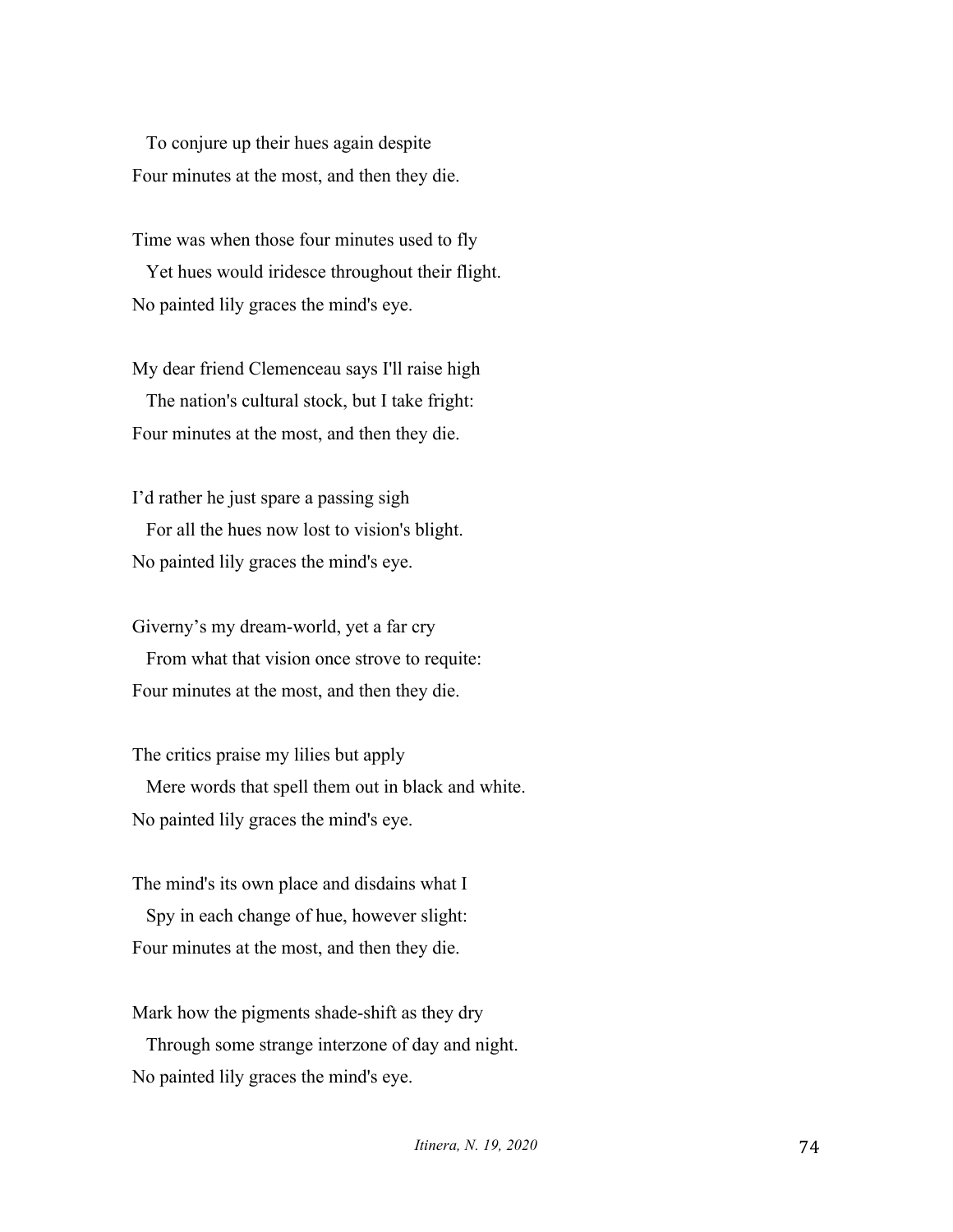To conjure up their hues again despite
Four minutes at the most, and then they die.

Time was when those four minutes used to fly
Yet hues would iridesce throughout their flight.
No painted lily graces the mind's eye.

My dear friend Clemenceau says I'll raise high
The nation's cultural stock, but I take fright:
Four minutes at the most, and then they die.

I'd rather he just spare a passing sigh
For all the hues now lost to vision's blight.
No painted lily graces the mind's eye.

Giverny's my dream-world, yet a far cry
From what that vision once strove to requite:
Four minutes at the most, and then they die.

The critics praise my lilies but apply
Mere words that spell them out in black and white.
No painted lily graces the mind's eye.

The mind's its own place and disdains what I
Spy in each change of hue, however slight:
Four minutes at the most, and then they die.

Mark how the pigments shade-shift as they dry
Through some strange interzone of day and night.
No painted lily graces the mind's eye.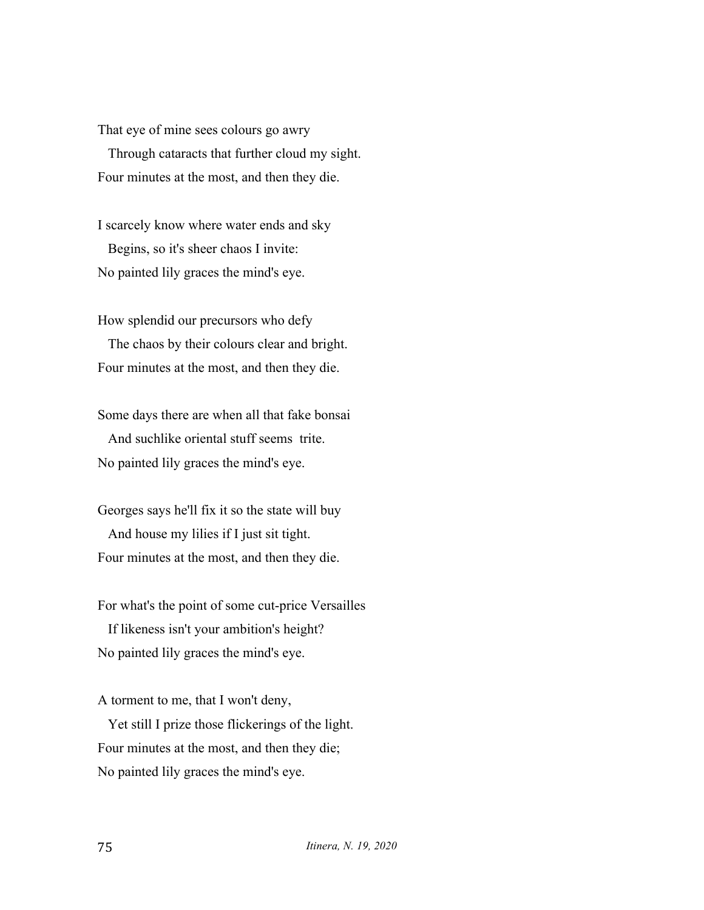That eye of mine sees colours go awry  
   Through cataracts that further cloud my sight.  
Four minutes at the most, and then they die.

I scarcely know where water ends and sky  
   Begins, so it's sheer chaos I invite:  
No painted lily graces the mind's eye.

How splendid our precursors who defy  
   The chaos by their colours clear and bright.  
Four minutes at the most, and then they die.

Some days there are when all that fake bonsai  
   And suchlike oriental stuff seems  trite.  
No painted lily graces the mind's eye.

Georges says he'll fix it so the state will buy  
   And house my lilies if I just sit tight.  
Four minutes at the most, and then they die.

For what's the point of some cut-price Versailles  
   If likeness isn't your ambition's height?  
No painted lily graces the mind's eye.

A torment to me, that I won't deny,  
   Yet still I prize those flickerings of the light.  
Four minutes at the most, and then they die;  
No painted lily graces the mind's eye.